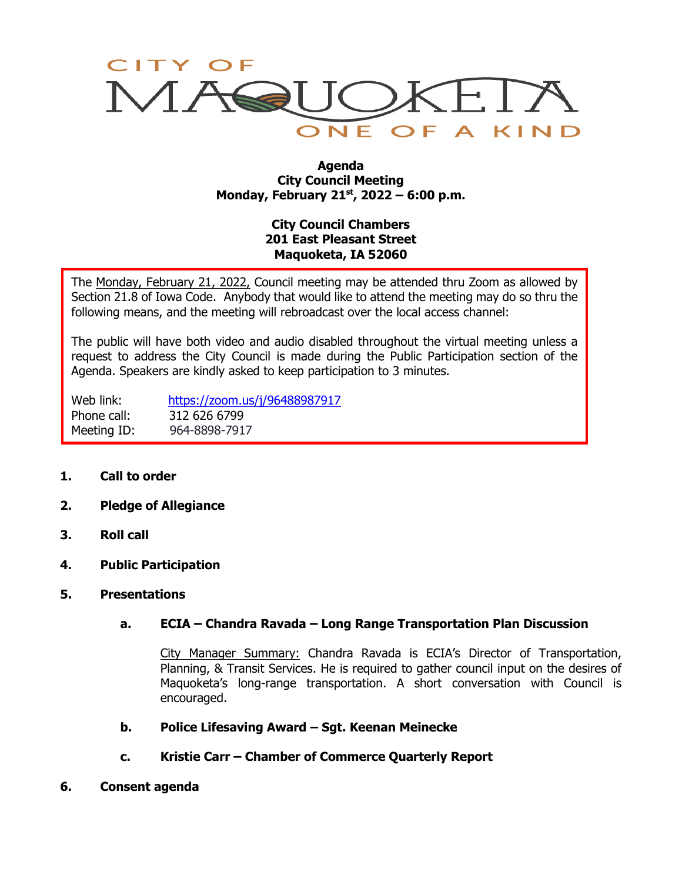CITY OF MAQUOKETA
ONE OF A KIND

**Agenda**
**City Council Meeting**
**Monday, February 21st, 2022 – 6:00 p.m.**

**City Council Chambers**
**201 East Pleasant Street**
**Maquoketa, IA 52060**

The Monday, February 21, 2022, Council meeting may be attended thru Zoom as allowed by Section 21.8 of Iowa Code. Anybody that would like to attend the meeting may do so thru the following means, and the meeting will rebroadcast over the local access channel:

The public will have both video and audio disabled throughout the virtual meeting unless a request to address the City Council is made during the Public Participation section of the Agenda. Speakers are kindly asked to keep participation to 3 minutes.

Web link: https://zoom.us/j/96488987917
Phone call: 312 626 6799
Meeting ID: 964-8898-7917

1. **Call to order**

2. **Pledge of Allegiance**

3. **Roll call**

4. **Public Participation**

5. **Presentations**

   a. **ECIA – Chandra Ravada – Long Range Transportation Plan Discussion**

      City Manager Summary: Chandra Ravada is ECIA's Director of Transportation, Planning, & Transit Services. He is required to gather council input on the desires of Maquoketa's long-range transportation. A short conversation with Council is encouraged.

   b. **Police Lifesaving Award – Sgt. Keenan Meinecke**

   c. **Kristie Carr – Chamber of Commerce Quarterly Report**

6. **Consent agenda**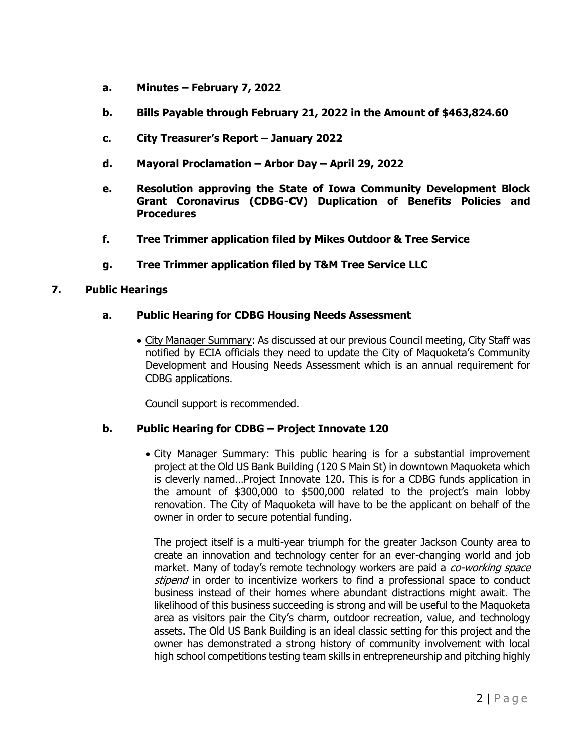**a. Minutes – February 7, 2022**

**b. Bills Payable through February 21, 2022 in the Amount of $463,824.60**

**c. City Treasurer's Report – January 2022**

**d. Mayoral Proclamation – Arbor Day – April 29, 2022**

**e. Resolution approving the State of Iowa Community Development Block Grant Coronavirus (CDBG-CV) Duplication of Benefits Policies and Procedures**

**f. Tree Trimmer application filed by Mikes Outdoor & Tree Service**

**g. Tree Trimmer application filed by T&M Tree Service LLC**

## 7. Public Hearings

### a. Public Hearing for CDBG Housing Needs Assessment

- City Manager Summary: As discussed at our previous Council meeting, City Staff was notified by ECIA officials they need to update the City of Maquoketa's Community Development and Housing Needs Assessment which is an annual requirement for CDBG applications.

  Council support is recommended.

### b. Public Hearing for CDBG – Project Innovate 120

- City Manager Summary: This public hearing is for a substantial improvement project at the Old US Bank Building (120 S Main St) in downtown Maquoketa which is cleverly named…Project Innovate 120. This is for a CDBG funds application in the amount of $300,000 to $500,000 related to the project's main lobby renovation. The City of Maquoketa will have to be the applicant on behalf of the owner in order to secure potential funding.

  The project itself is a multi-year triumph for the greater Jackson County area to create an innovation and technology center for an ever-changing world and job market. Many of today's remote technology workers are paid a *co-working space stipend* in order to incentivize workers to find a professional space to conduct business instead of their homes where abundant distractions might await. The likelihood of this business succeeding is strong and will be useful to the Maquoketa area as visitors pair the City's charm, outdoor recreation, value, and technology assets. The Old US Bank Building is an ideal classic setting for this project and the owner has demonstrated a strong history of community involvement with local high school competitions testing team skills in entrepreneurship and pitching highly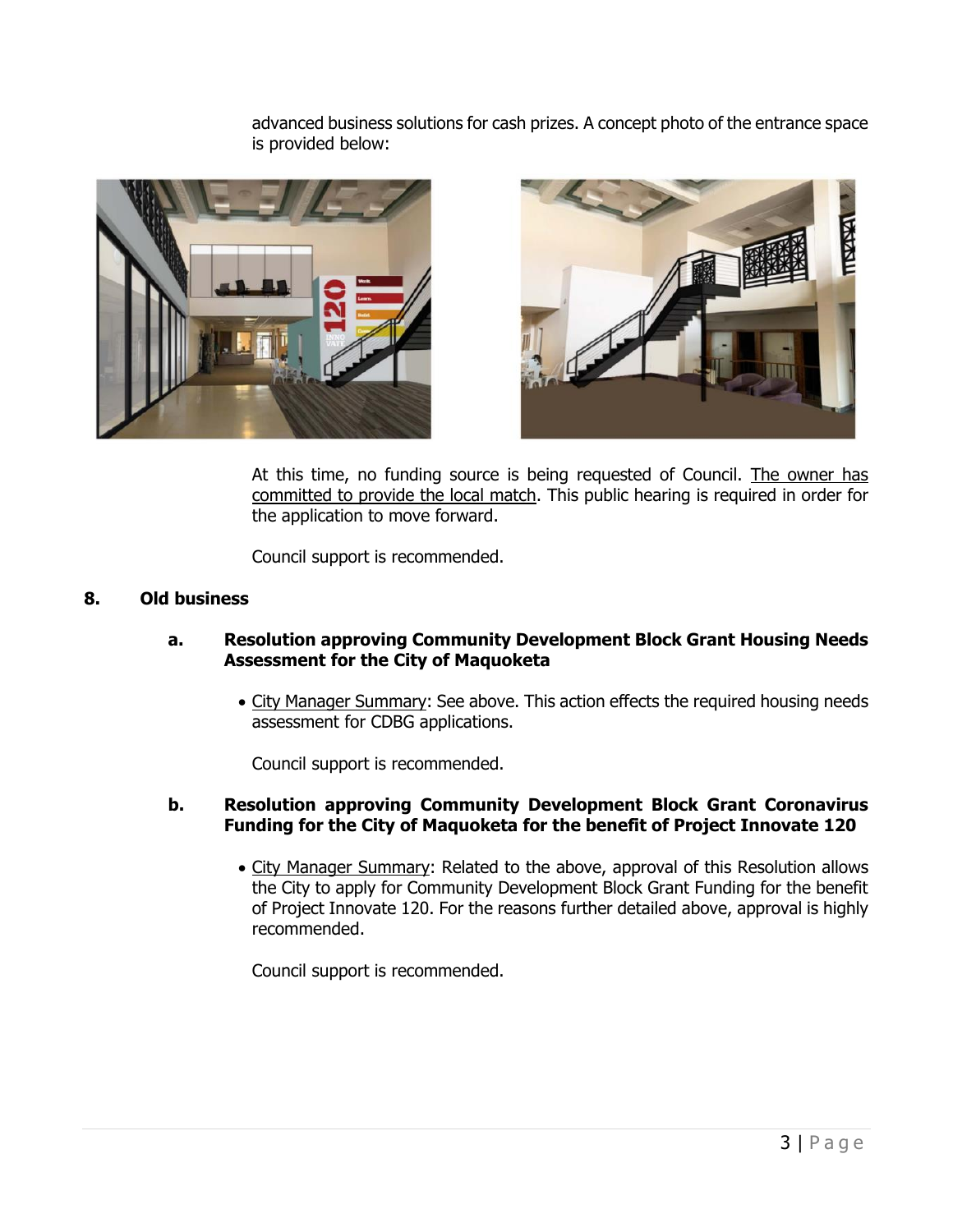advanced business solutions for cash prizes. A concept photo of the entrance space is provided below:

At this time, no funding source is being requested of Council. The owner has committed to provide the local match. This public hearing is required in order for the application to move forward.

Council support is recommended.

## 8. Old business

### a. Resolution approving Community Development Block Grant Housing Needs Assessment for the City of Maquoketa

- City Manager Summary: See above. This action effects the required housing needs assessment for CDBG applications.

Council support is recommended.

### b. Resolution approving Community Development Block Grant Coronavirus Funding for the City of Maquoketa for the benefit of Project Innovate 120

- City Manager Summary: Related to the above, approval of this Resolution allows the City to apply for Community Development Block Grant Funding for the benefit of Project Innovate 120. For the reasons further detailed above, approval is highly recommended.

Council support is recommended.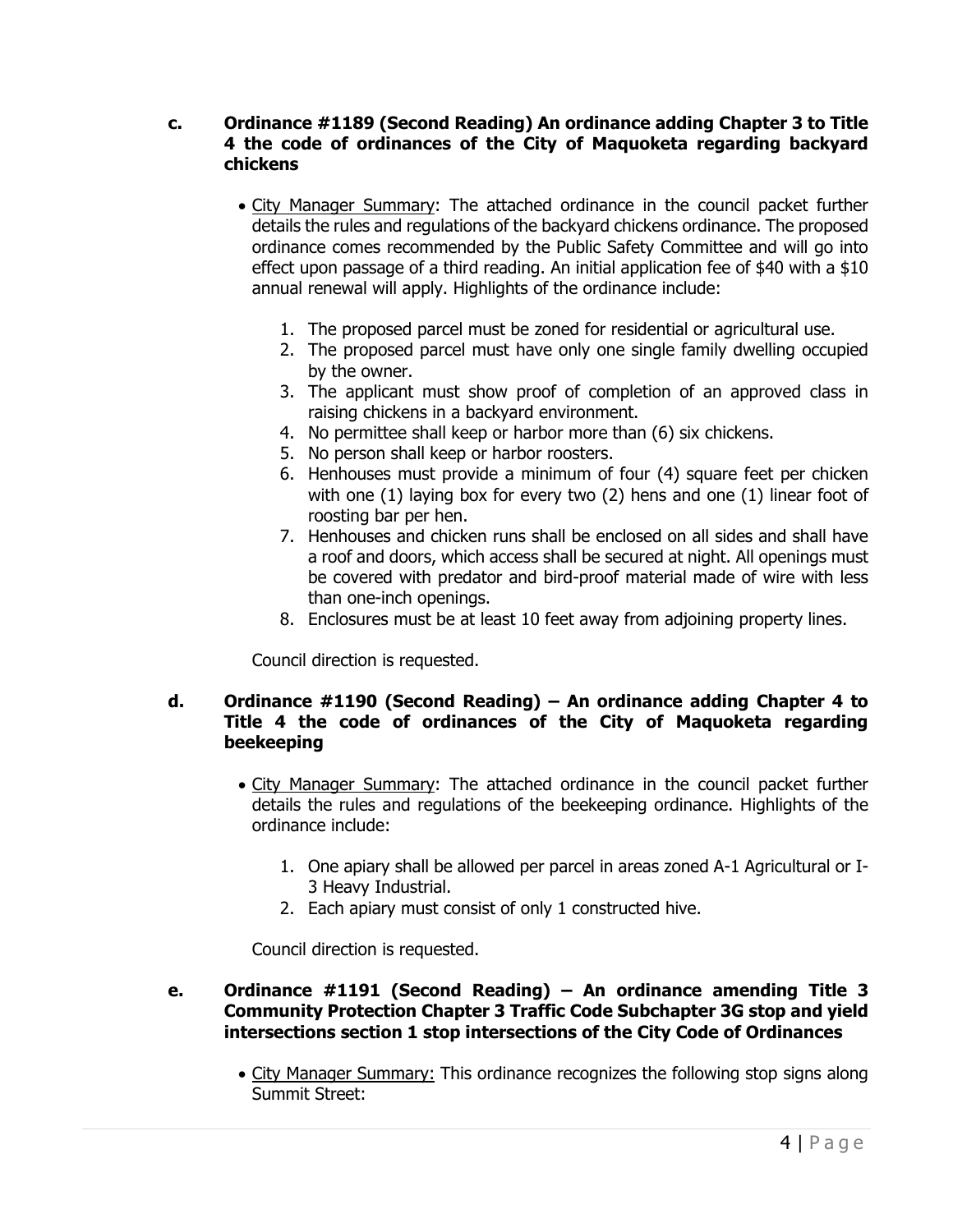**c. Ordinance #1189 (Second Reading) An ordinance adding Chapter 3 to Title 4 the code of ordinances of the City of Maquoketa regarding backyard chickens**

- City Manager Summary: The attached ordinance in the council packet further details the rules and regulations of the backyard chickens ordinance. The proposed ordinance comes recommended by the Public Safety Committee and will go into effect upon passage of a third reading. An initial application fee of $40 with a $10 annual renewal will apply. Highlights of the ordinance include:

    1. The proposed parcel must be zoned for residential or agricultural use.
    2. The proposed parcel must have only one single family dwelling occupied by the owner.
    3. The applicant must show proof of completion of an approved class in raising chickens in a backyard environment.
    4. No permittee shall keep or harbor more than (6) six chickens.
    5. No person shall keep or harbor roosters.
    6. Henhouses must provide a minimum of four (4) square feet per chicken with one (1) laying box for every two (2) hens and one (1) linear foot of roosting bar per hen.
    7. Henhouses and chicken runs shall be enclosed on all sides and shall have a roof and doors, which access shall be secured at night. All openings must be covered with predator and bird-proof material made of wire with less than one-inch openings.
    8. Enclosures must be at least 10 feet away from adjoining property lines.

    Council direction is requested.

**d. Ordinance #1190 (Second Reading) – An ordinance adding Chapter 4 to Title 4 the code of ordinances of the City of Maquoketa regarding beekeeping**

- City Manager Summary: The attached ordinance in the council packet further details the rules and regulations of the beekeeping ordinance. Highlights of the ordinance include:

    1. One apiary shall be allowed per parcel in areas zoned A-1 Agricultural or I-3 Heavy Industrial.
    2. Each apiary must consist of only 1 constructed hive.

    Council direction is requested.

**e. Ordinance #1191 (Second Reading) – An ordinance amending Title 3 Community Protection Chapter 3 Traffic Code Subchapter 3G stop and yield intersections section 1 stop intersections of the City Code of Ordinances**

- City Manager Summary: This ordinance recognizes the following stop signs along Summit Street: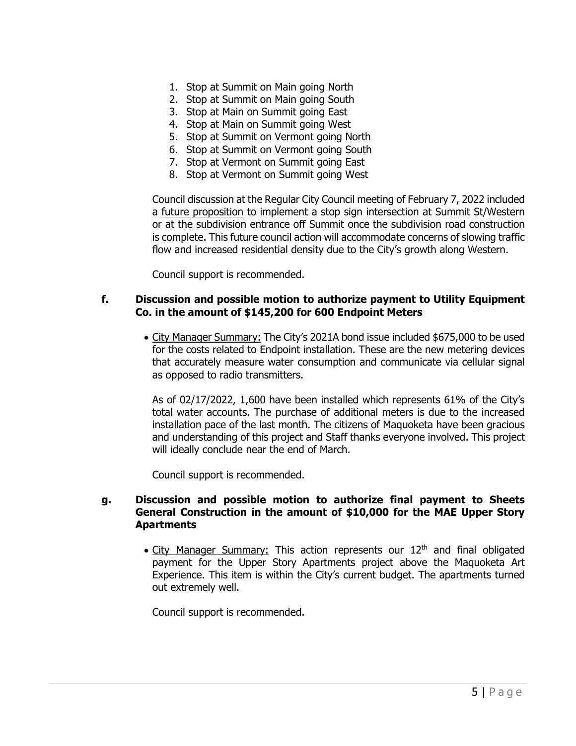1. Stop at Summit on Main going North
2. Stop at Summit on Main going South
3. Stop at Main on Summit going East
4. Stop at Main on Summit going West
5. Stop at Summit on Vermont going North
6. Stop at Summit on Vermont going South
7. Stop at Vermont on Summit going East
8. Stop at Vermont on Summit going West

Council discussion at the Regular City Council meeting of February 7, 2022 included a future proposition to implement a stop sign intersection at Summit St/Western or at the subdivision entrance off Summit once the subdivision road construction is complete. This future council action will accommodate concerns of slowing traffic flow and increased residential density due to the City's growth along Western.

Council support is recommended.

**f. Discussion and possible motion to authorize payment to Utility Equipment Co. in the amount of $145,200 for 600 Endpoint Meters**

- City Manager Summary: The City's 2021A bond issue included $675,000 to be used for the costs related to Endpoint installation. These are the new metering devices that accurately measure water consumption and communicate via cellular signal as opposed to radio transmitters.

  As of 02/17/2022, 1,600 have been installed which represents 61% of the City's total water accounts. The purchase of additional meters is due to the increased installation pace of the last month. The citizens of Maquoketa have been gracious and understanding of this project and Staff thanks everyone involved. This project will ideally conclude near the end of March.

  Council support is recommended.

**g. Discussion and possible motion to authorize final payment to Sheets General Construction in the amount of $10,000 for the MAE Upper Story Apartments**

- City Manager Summary: This action represents our 12th and final obligated payment for the Upper Story Apartments project above the Maquoketa Art Experience. This item is within the City's current budget. The apartments turned out extremely well.

  Council support is recommended.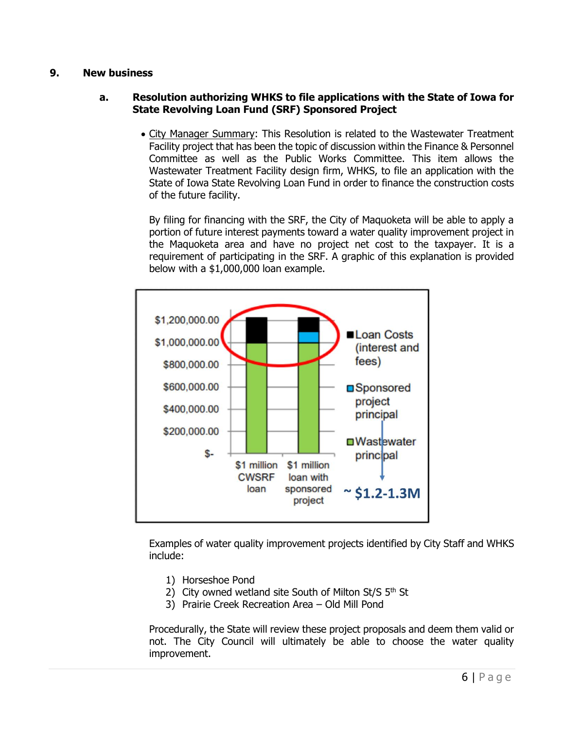## 9. New business

### a. Resolution authorizing WHKS to file applications with the State of Iowa for State Revolving Loan Fund (SRF) Sponsored Project

- City Manager Summary: This Resolution is related to the Wastewater Treatment Facility project that has been the topic of discussion within the Finance & Personnel Committee as well as the Public Works Committee. This item allows the Wastewater Treatment Facility design firm, WHKS, to file an application with the State of Iowa State Revolving Loan Fund in order to finance the construction costs of the future facility.

  By filing for financing with the SRF, the City of Maquoketa will be able to apply a portion of future interest payments toward a water quality improvement project in the Maquoketa area and have no project net cost to the taxpayer. It is a requirement of participating in the SRF. A graphic of this explanation is provided below with a $1,000,000 loan example.

  Examples of water quality improvement projects identified by City Staff and WHKS include:

  1) Horseshoe Pond
  2) City owned wetland site South of Milton St/S 5th St
  3) Prairie Creek Recreation Area – Old Mill Pond

  Procedurally, the State will review these project proposals and deem them valid or not. The City Council will ultimately be able to choose the water quality improvement.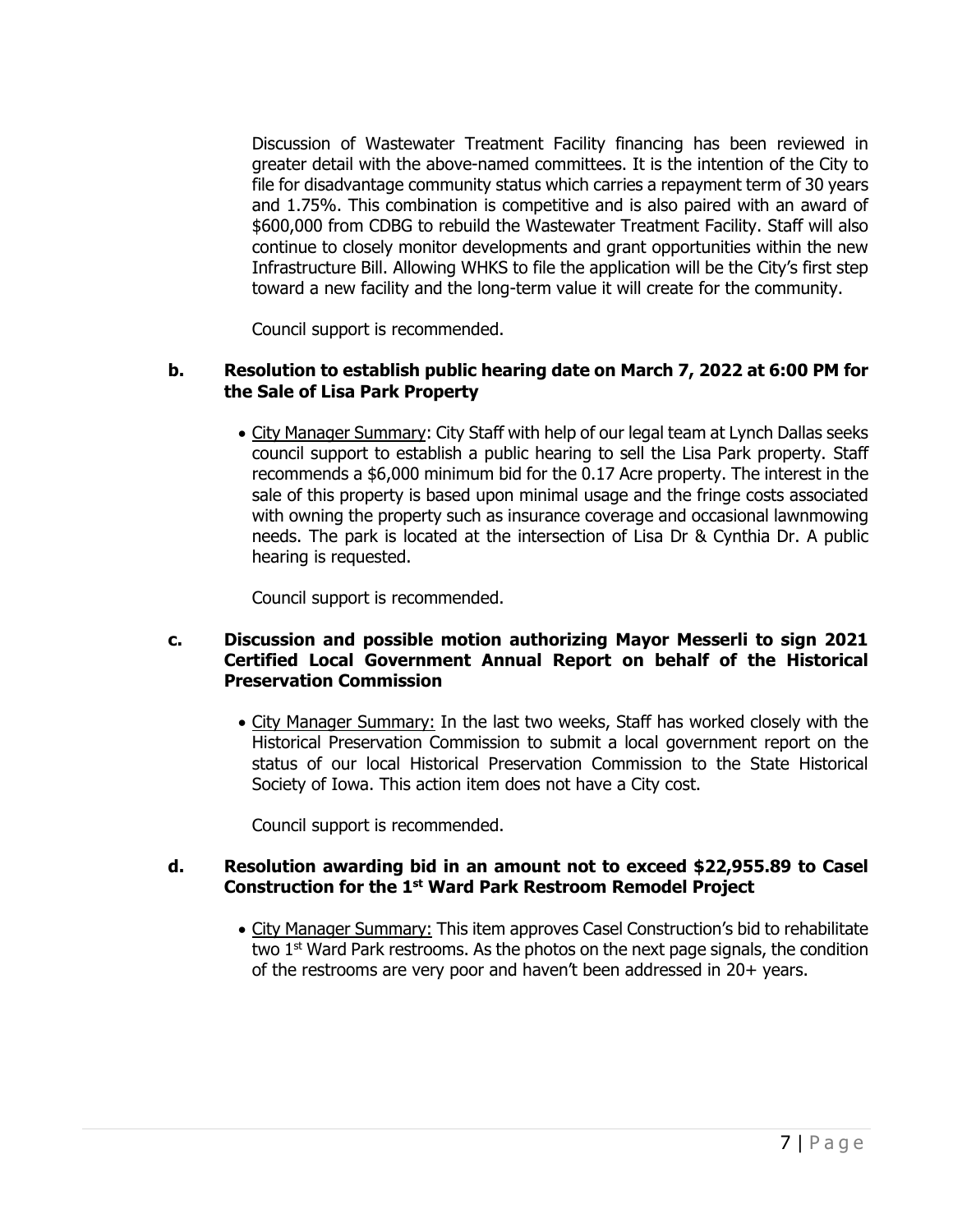Discussion of Wastewater Treatment Facility financing has been reviewed in greater detail with the above-named committees. It is the intention of the City to file for disadvantage community status which carries a repayment term of 30 years and 1.75%. This combination is competitive and is also paired with an award of $600,000 from CDBG to rebuild the Wastewater Treatment Facility. Staff will also continue to closely monitor developments and grant opportunities within the new Infrastructure Bill. Allowing WHKS to file the application will be the City's first step toward a new facility and the long-term value it will create for the community.

Council support is recommended.

**b. Resolution to establish public hearing date on March 7, 2022 at 6:00 PM for the Sale of Lisa Park Property**

- City Manager Summary: City Staff with help of our legal team at Lynch Dallas seeks council support to establish a public hearing to sell the Lisa Park property. Staff recommends a $6,000 minimum bid for the 0.17 Acre property. The interest in the sale of this property is based upon minimal usage and the fringe costs associated with owning the property such as insurance coverage and occasional lawnmowing needs. The park is located at the intersection of Lisa Dr & Cynthia Dr. A public hearing is requested.

Council support is recommended.

**c. Discussion and possible motion authorizing Mayor Messerli to sign 2021 Certified Local Government Annual Report on behalf of the Historical Preservation Commission**

- City Manager Summary: In the last two weeks, Staff has worked closely with the Historical Preservation Commission to submit a local government report on the status of our local Historical Preservation Commission to the State Historical Society of Iowa. This action item does not have a City cost.

Council support is recommended.

**d. Resolution awarding bid in an amount not to exceed $22,955.89 to Casel Construction for the 1st Ward Park Restroom Remodel Project**

- City Manager Summary: This item approves Casel Construction's bid to rehabilitate two 1st Ward Park restrooms. As the photos on the next page signals, the condition of the restrooms are very poor and haven't been addressed in 20+ years.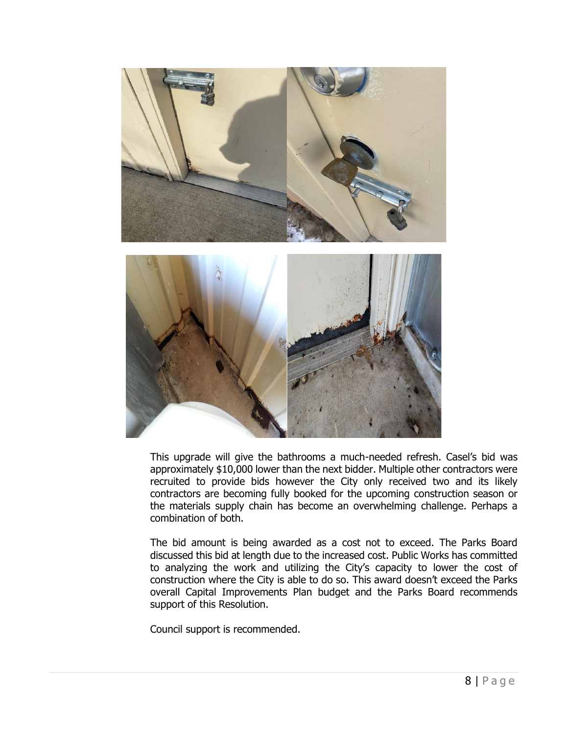This upgrade will give the bathrooms a much-needed refresh. Casel's bid was approximately $10,000 lower than the next bidder. Multiple other contractors were recruited to provide bids however the City only received two and its likely contractors are becoming fully booked for the upcoming construction season or the materials supply chain has become an overwhelming challenge. Perhaps a combination of both.

The bid amount is being awarded as a cost not to exceed. The Parks Board discussed this bid at length due to the increased cost. Public Works has committed to analyzing the work and utilizing the City's capacity to lower the cost of construction where the City is able to do so. This award doesn't exceed the Parks overall Capital Improvements Plan budget and the Parks Board recommends support of this Resolution.

Council support is recommended.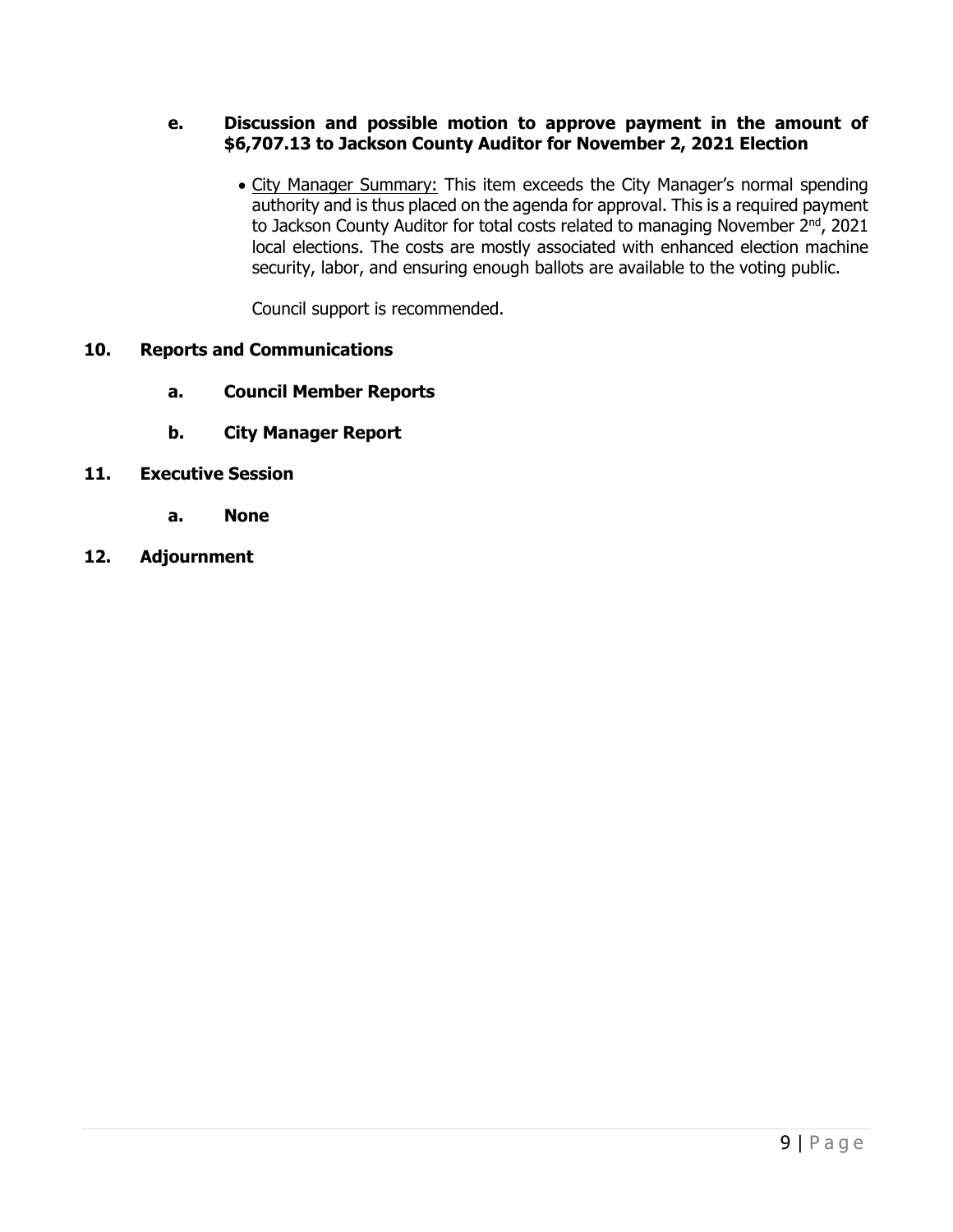**e. Discussion and possible motion to approve payment in the amount of $6,707.13 to Jackson County Auditor for November 2, 2021 Election**

- City Manager Summary: This item exceeds the City Manager's normal spending authority and is thus placed on the agenda for approval. This is a required payment to Jackson County Auditor for total costs related to managing November 2nd, 2021 local elections. The costs are mostly associated with enhanced election machine security, labor, and ensuring enough ballots are available to the voting public.

  Council support is recommended.

**10. Reports and Communications**

**a. Council Member Reports**

**b. City Manager Report**

**11. Executive Session**

**a. None**

**12. Adjournment**